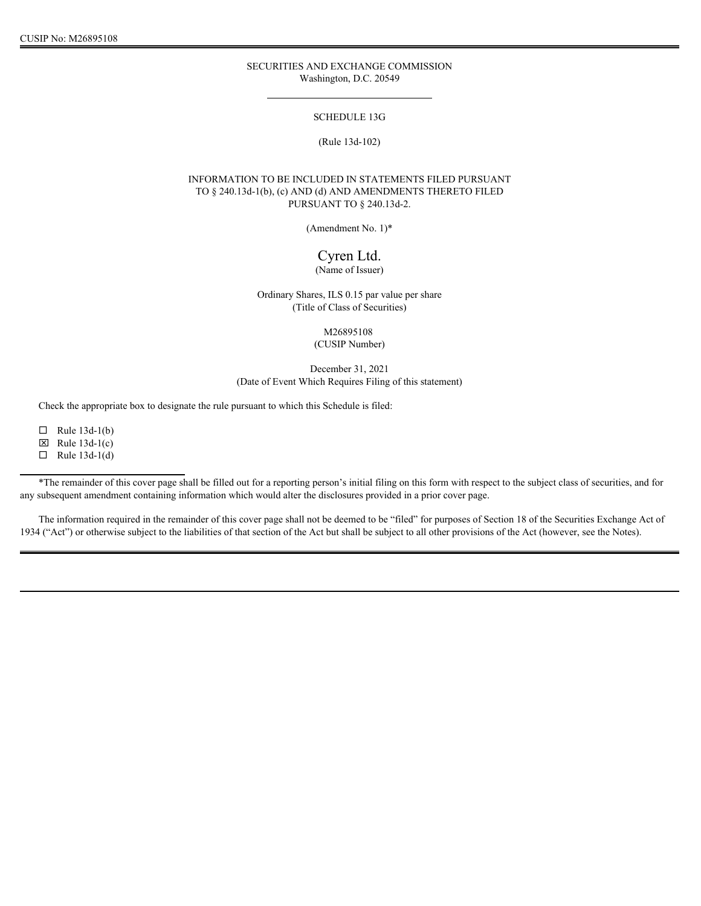SECURITIES AND EXCHANGE COMMISSION
Washington, D.C. 20549

SCHEDULE 13G

(Rule 13d-102)

INFORMATION TO BE INCLUDED IN STATEMENTS FILED PURSUANT TO § 240.13d-1(b), (c) AND (d) AND AMENDMENTS THERETO FILED PURSUANT TO § 240.13d-2.

(Amendment No. 1)*

# Cyren Ltd.

(Name of Issuer)

Ordinary Shares, ILS 0.15 par value per share
(Title of Class of Securities)

M26895108
(CUSIP Number)

December 31, 2021
(Date of Event Which Requires Filing of this statement)

Check the appropriate box to designate the rule pursuant to which this Schedule is filed:

☐ Rule 13d-1(b)
☒ Rule 13d-1(c)
☐ Rule 13d-1(d)

*The remainder of this cover page shall be filled out for a reporting person's initial filing on this form with respect to the subject class of securities, and for any subsequent amendment containing information which would alter the disclosures provided in a prior cover page.

The information required in the remainder of this cover page shall not be deemed to be "filed" for purposes of Section 18 of the Securities Exchange Act of 1934 ("Act") or otherwise subject to the liabilities of that section of the Act but shall be subject to all other provisions of the Act (however, see the Notes).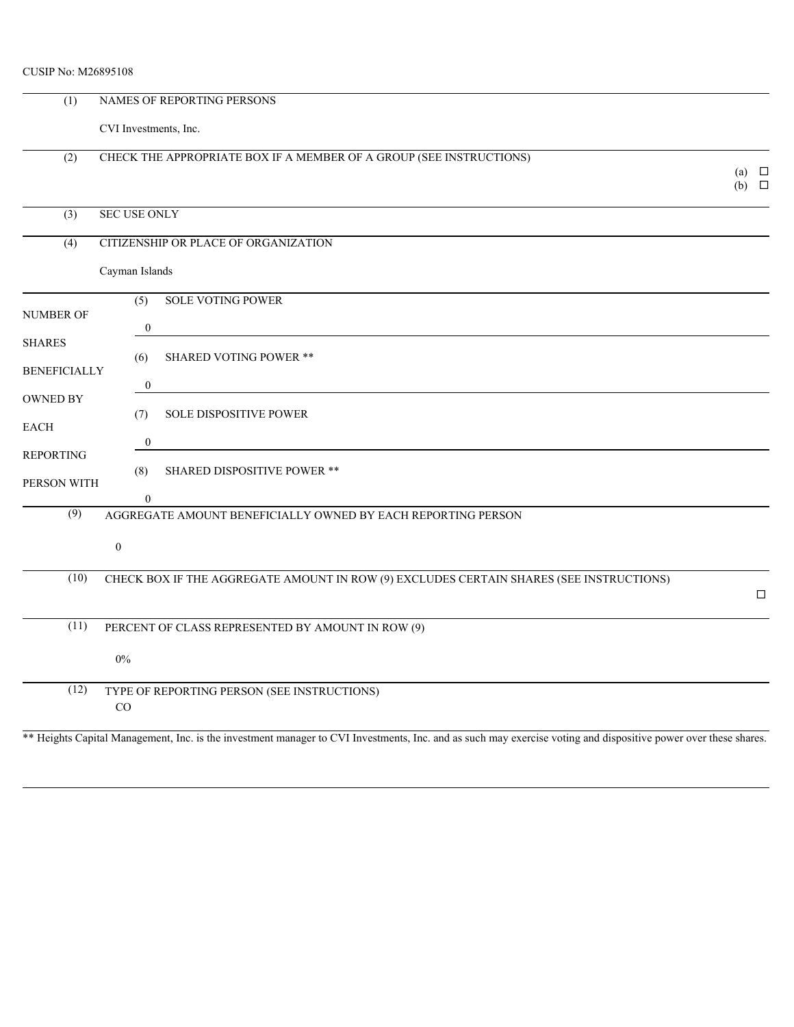CUSIP No: M26895108

| | | |
|---|---|---|
| (1) | NAMES OF REPORTING PERSONS<br><br>CVI Investments, Inc. | |
| (2) | CHECK THE APPROPRIATE BOX IF A MEMBER OF A GROUP (SEE INSTRUCTIONS) | (a) ☐<br>(b) ☐ |
| (3) | SEC USE ONLY | |
| (4) | CITIZENSHIP OR PLACE OF ORGANIZATION<br><br>Cayman Islands | |

| NUMBER OF SHARES BENEFICIALLY OWNED BY EACH REPORTING PERSON WITH | | |
|---|---|---|
| | (5) | SOLE VOTING POWER<br><br>0 |
| | (6) | SHARED VOTING POWER **<br><br>0 |
| | (7) | SOLE DISPOSITIVE POWER<br><br>0 |
| | (8) | SHARED DISPOSITIVE POWER **<br><br>0 |

| | | |
|---|---|---|
| (9) | AGGREGATE AMOUNT BENEFICIALLY OWNED BY EACH REPORTING PERSON<br><br>0 | |
| (10) | CHECK BOX IF THE AGGREGATE AMOUNT IN ROW (9) EXCLUDES CERTAIN SHARES (SEE INSTRUCTIONS) | ☐ |
| (11) | PERCENT OF CLASS REPRESENTED BY AMOUNT IN ROW (9)<br><br>0% | |
| (12) | TYPE OF REPORTING PERSON (SEE INSTRUCTIONS)<br>CO | |

** Heights Capital Management, Inc. is the investment manager to CVI Investments, Inc. and as such may exercise voting and dispositive power over these shares.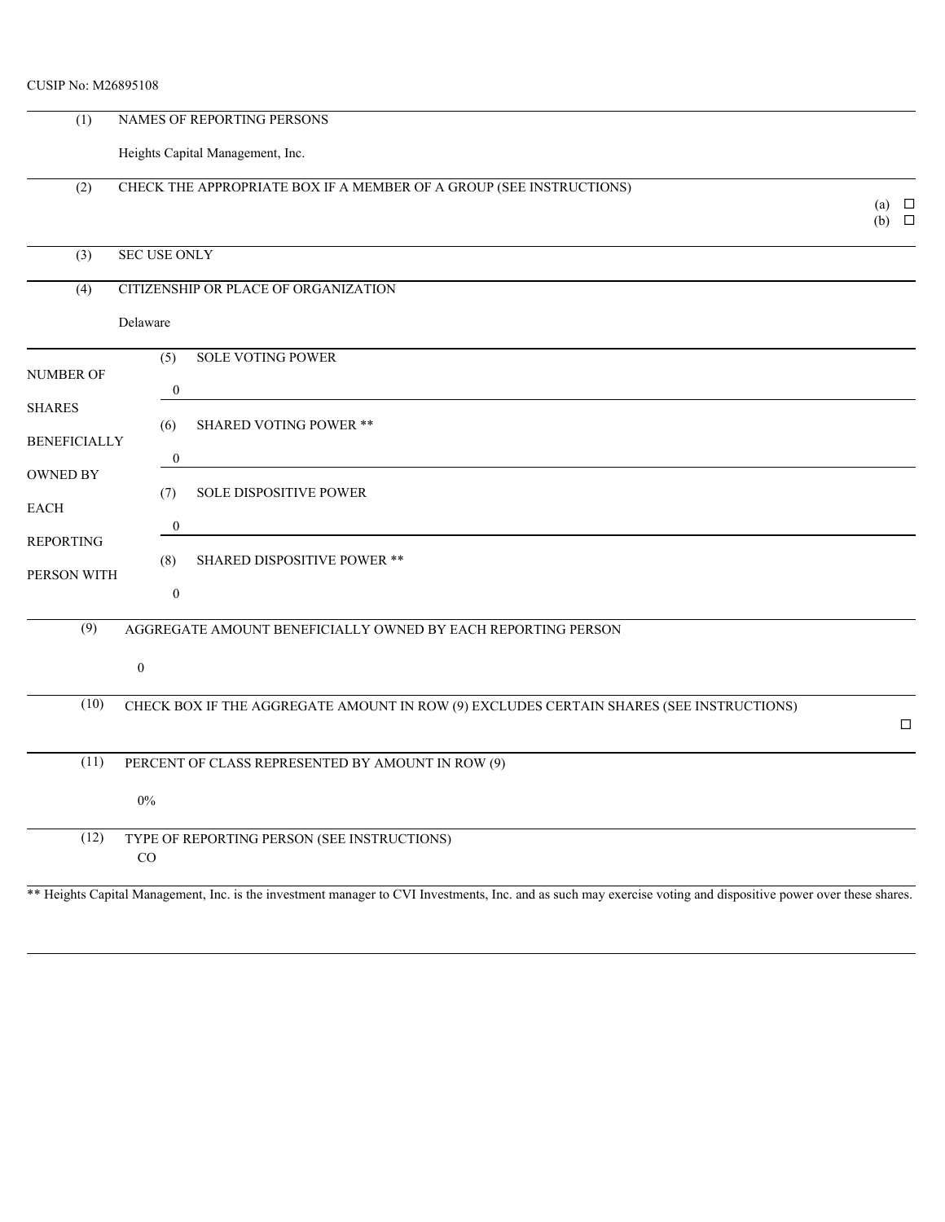CUSIP No: M26895108

| (1) | NAMES OF REPORTING PERSONS<br><br>Heights Capital Management, Inc. | |
|---|---|---|
| (2) | CHECK THE APPROPRIATE BOX IF A MEMBER OF A GROUP (SEE INSTRUCTIONS) | (a) ☐<br>(b) ☐ |
| (3) | SEC USE ONLY | |
| (4) | CITIZENSHIP OR PLACE OF ORGANIZATION<br><br>Delaware | |

| NUMBER OF SHARES BENEFICIALLY OWNED BY EACH REPORTING PERSON WITH | (5) | SOLE VOTING POWER<br><br>0 |
|---|---|---|
| | (6) | SHARED VOTING POWER **<br><br>0 |
| | (7) | SOLE DISPOSITIVE POWER<br><br>0 |
| | (8) | SHARED DISPOSITIVE POWER **<br><br>0 |

| (9) | AGGREGATE AMOUNT BENEFICIALLY OWNED BY EACH REPORTING PERSON<br><br>0 | |
|---|---|---|
| (10) | CHECK BOX IF THE AGGREGATE AMOUNT IN ROW (9) EXCLUDES CERTAIN SHARES (SEE INSTRUCTIONS) | ☐ |
| (11) | PERCENT OF CLASS REPRESENTED BY AMOUNT IN ROW (9)<br><br>0% | |
| (12) | TYPE OF REPORTING PERSON (SEE INSTRUCTIONS)<br>CO | |

** Heights Capital Management, Inc. is the investment manager to CVI Investments, Inc. and as such may exercise voting and dispositive power over these shares.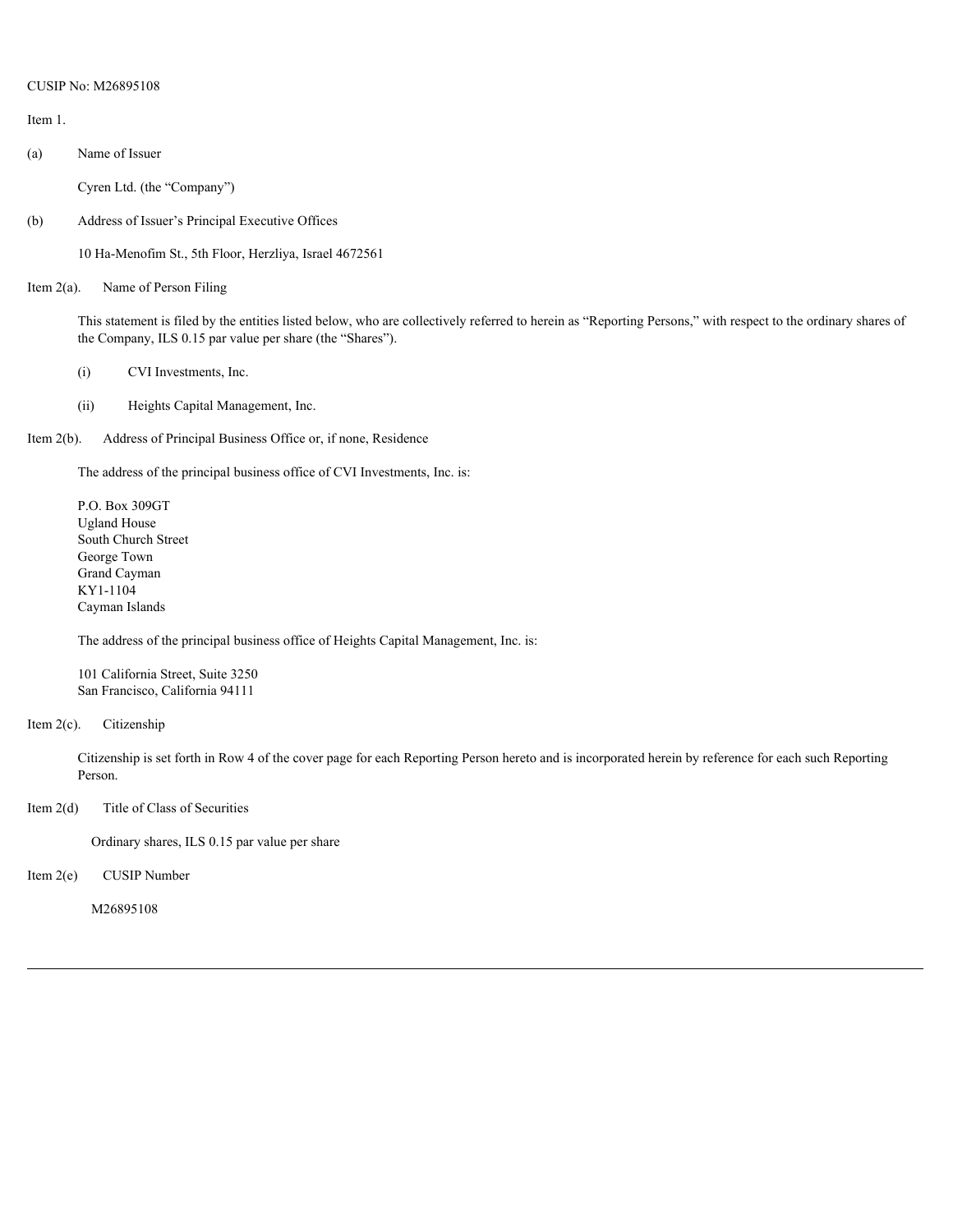CUSIP No: M26895108

Item 1.

(a) Name of Issuer

Cyren Ltd. (the "Company")

(b) Address of Issuer's Principal Executive Offices

10 Ha-Menofim St., 5th Floor, Herzliya, Israel 4672561

Item 2(a). Name of Person Filing

This statement is filed by the entities listed below, who are collectively referred to herein as "Reporting Persons," with respect to the ordinary shares of the Company, ILS 0.15 par value per share (the "Shares").

(i) CVI Investments, Inc.

(ii) Heights Capital Management, Inc.

Item 2(b). Address of Principal Business Office or, if none, Residence

The address of the principal business office of CVI Investments, Inc. is:

P.O. Box 309GT
Ugland House
South Church Street
George Town
Grand Cayman
KY1-1104
Cayman Islands

The address of the principal business office of Heights Capital Management, Inc. is:

101 California Street, Suite 3250
San Francisco, California 94111

Item 2(c). Citizenship

Citizenship is set forth in Row 4 of the cover page for each Reporting Person hereto and is incorporated herein by reference for each such Reporting Person.

Item 2(d) Title of Class of Securities

Ordinary shares, ILS 0.15 par value per share

Item 2(e) CUSIP Number

M26895108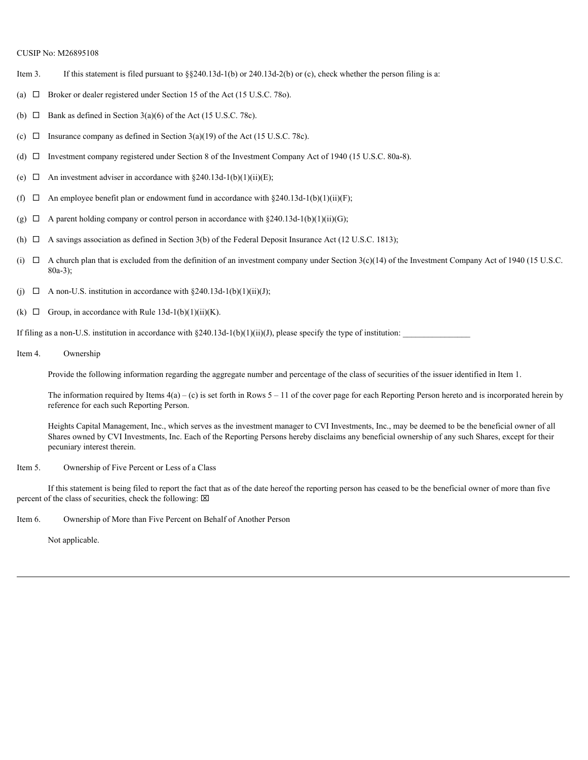CUSIP No: M26895108

Item 3. If this statement is filed pursuant to §§240.13d-1(b) or 240.13d-2(b) or (c), check whether the person filing is a:

(a) ☐ Broker or dealer registered under Section 15 of the Act (15 U.S.C. 78o).

(b) ☐ Bank as defined in Section 3(a)(6) of the Act (15 U.S.C. 78c).

(c) ☐ Insurance company as defined in Section 3(a)(19) of the Act (15 U.S.C. 78c).

(d) ☐ Investment company registered under Section 8 of the Investment Company Act of 1940 (15 U.S.C. 80a-8).

(e) ☐ An investment adviser in accordance with §240.13d-1(b)(1)(ii)(E);

(f) ☐ An employee benefit plan or endowment fund in accordance with §240.13d-1(b)(1)(ii)(F);

(g) ☐ A parent holding company or control person in accordance with §240.13d-1(b)(1)(ii)(G);

(h) ☐ A savings association as defined in Section 3(b) of the Federal Deposit Insurance Act (12 U.S.C. 1813);

(i) ☐ A church plan that is excluded from the definition of an investment company under Section 3(c)(14) of the Investment Company Act of 1940 (15 U.S.C. 80a-3);

(j) ☐ A non-U.S. institution in accordance with §240.13d-1(b)(1)(ii)(J);

(k) ☐ Group, in accordance with Rule 13d-1(b)(1)(ii)(K).

If filing as a non-U.S. institution in accordance with §240.13d-1(b)(1)(ii)(J), please specify the type of institution: ________________

Item 4. Ownership

Provide the following information regarding the aggregate number and percentage of the class of securities of the issuer identified in Item 1.

The information required by Items 4(a) – (c) is set forth in Rows 5 – 11 of the cover page for each Reporting Person hereto and is incorporated herein by reference for each such Reporting Person.

Heights Capital Management, Inc., which serves as the investment manager to CVI Investments, Inc., may be deemed to be the beneficial owner of all Shares owned by CVI Investments, Inc. Each of the Reporting Persons hereby disclaims any beneficial ownership of any such Shares, except for their pecuniary interest therein.

Item 5. Ownership of Five Percent or Less of a Class

If this statement is being filed to report the fact that as of the date hereof the reporting person has ceased to be the beneficial owner of more than five percent of the class of securities, check the following: ☒

Item 6. Ownership of More than Five Percent on Behalf of Another Person

Not applicable.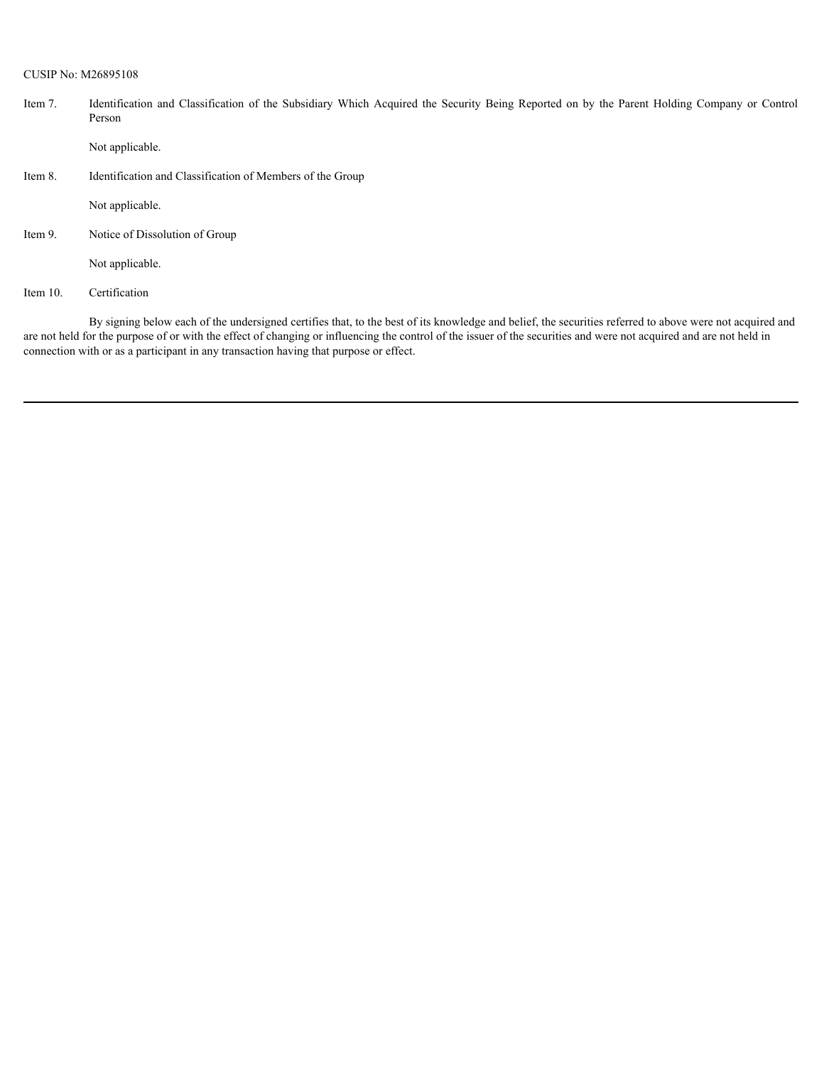CUSIP No: M26895108

Item 7. Identification and Classification of the Subsidiary Which Acquired the Security Being Reported on by the Parent Holding Company or Control Person

Not applicable.

Item 8. Identification and Classification of Members of the Group

Not applicable.

Item 9. Notice of Dissolution of Group

Not applicable.

Item 10. Certification

By signing below each of the undersigned certifies that, to the best of its knowledge and belief, the securities referred to above were not acquired and are not held for the purpose of or with the effect of changing or influencing the control of the issuer of the securities and were not acquired and are not held in connection with or as a participant in any transaction having that purpose or effect.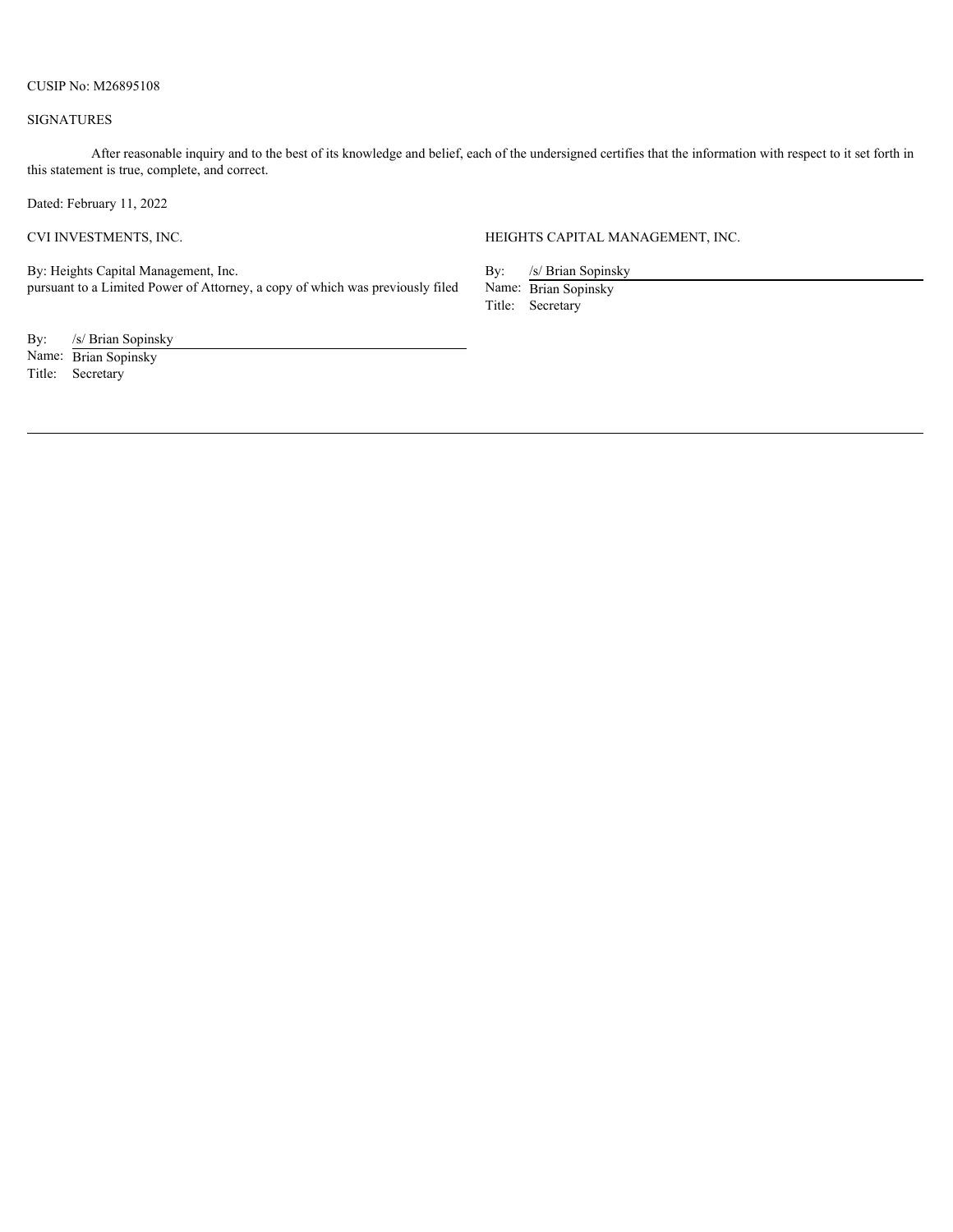CUSIP No: M26895108

SIGNATURES

After reasonable inquiry and to the best of its knowledge and belief, each of the undersigned certifies that the information with respect to it set forth in this statement is true, complete, and correct.

Dated: February 11, 2022

CVI INVESTMENTS, INC.

By: Heights Capital Management, Inc.
pursuant to a Limited Power of Attorney, a copy of which was previously filed

By: /s/ Brian Sopinsky
Name: Brian Sopinsky
Title: Secretary

HEIGHTS CAPITAL MANAGEMENT, INC.

By: /s/ Brian Sopinsky
Name: Brian Sopinsky
Title: Secretary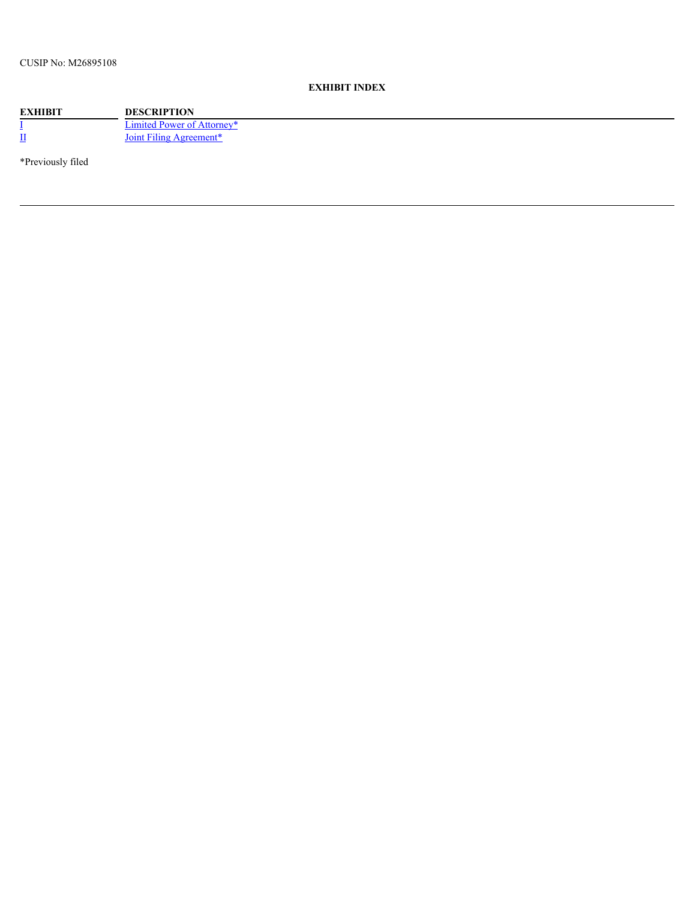CUSIP No: M26895108

**EXHIBIT INDEX**

| EXHIBIT | DESCRIPTION |
|---|---|
| I | Limited Power of Attorney* |
| II | Joint Filing Agreement* |

*Previously filed